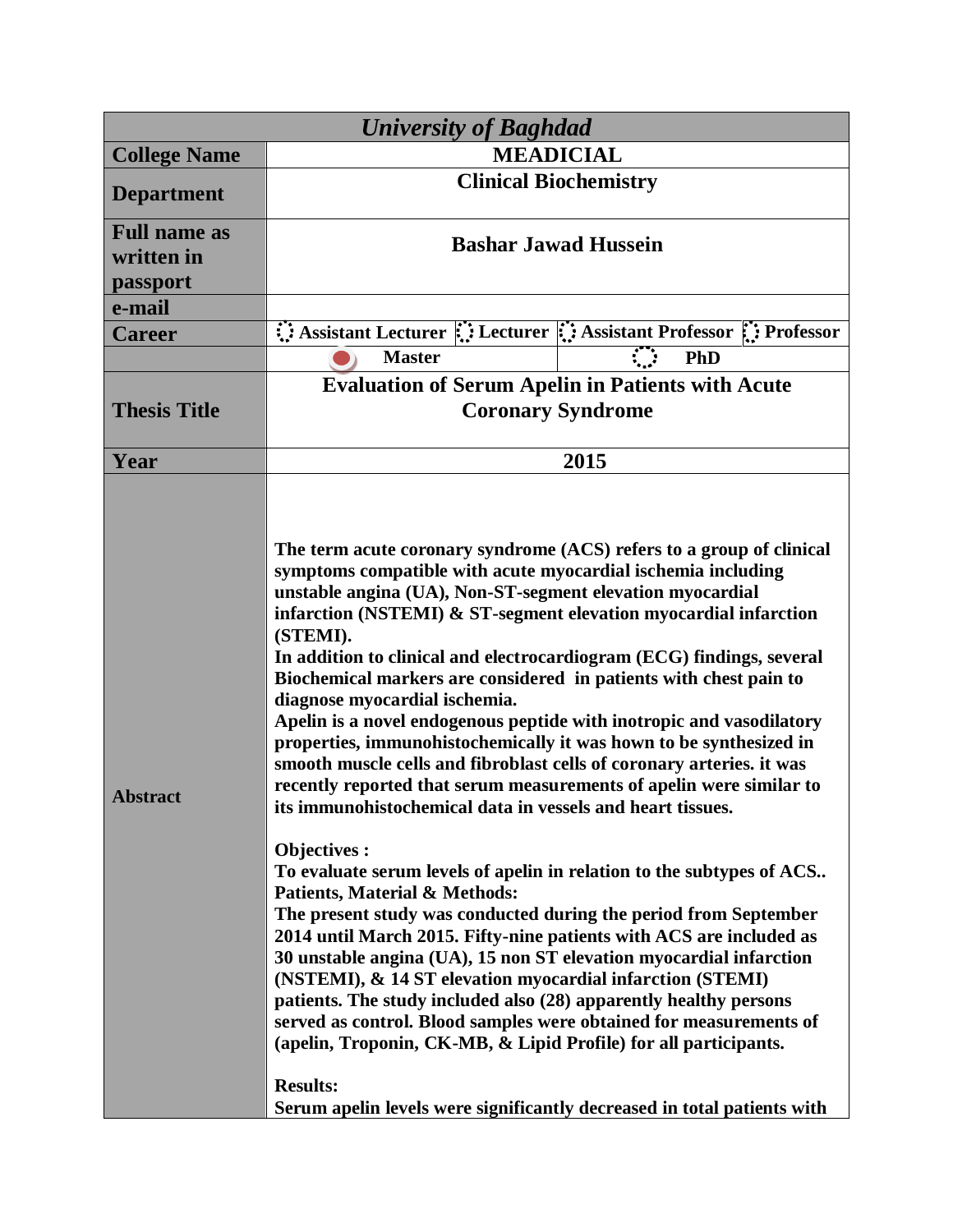| *University of Baghdad* | | | | |
|---|---|---|---|---|
| **College Name** | **MEADICIAL** | | | |
| **Department** | **Clinical Biochemistry** | | | |
| **Full name as written in passport** | **Bashar Jawad Hussein** | | | |
| **e-mail** | | | | |
| **Career** | ○ **Assistant Lecturer** | ○ **Lecturer** | ○ **Assistant Professor** | ○ **Professor** |
| | ● **Master** | | ○ **PhD** | |
| **Thesis Title** | **Evaluation of Serum Apelin in Patients with Acute Coronary Syndrome** | | | |
| **Year** | **2015** | | | |
| **Abstract** | **The term acute coronary syndrome (ACS) refers to a group of clinical symptoms compatible with acute myocardial ischemia including unstable angina (UA), Non-ST-segment elevation myocardial infarction (NSTEMI) & ST-segment elevation myocardial infarction (STEMI).**<br>**In addition to clinical and electrocardiogram (ECG) findings, several Biochemical markers are considered in patients with chest pain to diagnose myocardial ischemia.**<br>**Apelin is a novel endogenous peptide with inotropic and vasodilatory properties, immunohistochemically it was hown to be synthesized in smooth muscle cells and fibroblast cells of coronary arteries. it was recently reported that serum measurements of apelin were similar to its immunohistochemical data in vessels and heart tissues.**<br><br>**Objectives :**<br>**To evaluate serum levels of apelin in relation to the subtypes of ACS..**<br>**Patients, Material & Methods:**<br>**The present study was conducted during the period from September 2014 until March 2015. Fifty-nine patients with ACS are included as 30 unstable angina (UA), 15 non ST elevation myocardial infarction (NSTEMI), & 14 ST elevation myocardial infarction (STEMI) patients. The study included also (28) apparently healthy persons served as control. Blood samples were obtained for measurements of (apelin, Troponin, CK-MB, & Lipid Profile) for all participants.**<br><br>**Results:**<br>**Serum apelin levels were significantly decreased in total patients with** | | | |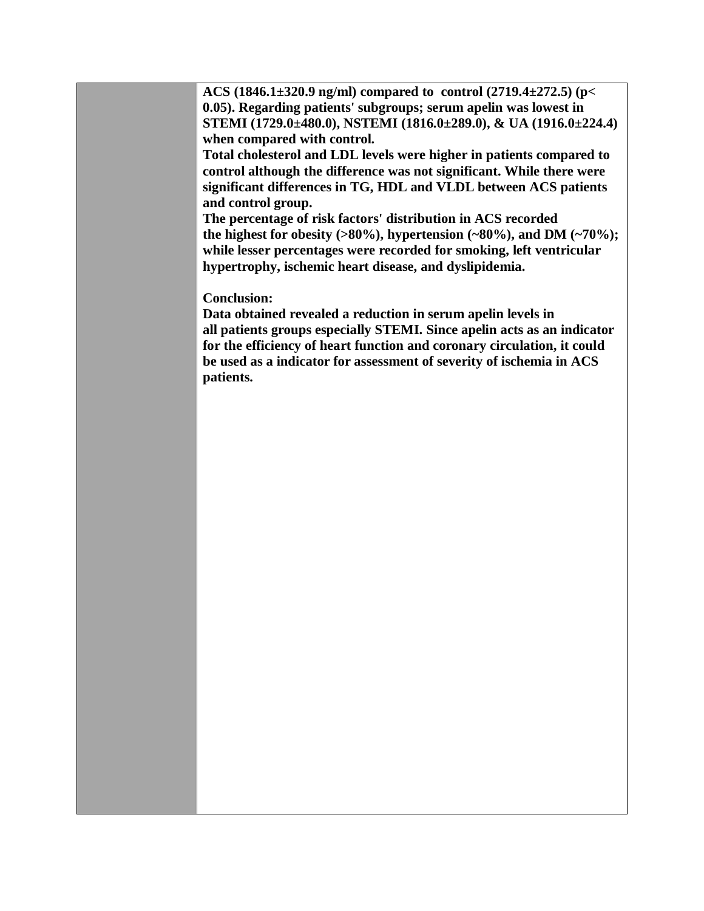**ACS (1846.1±320.9 ng/ml) compared to control (2719.4±272.5) ($p < 0.05$). Regarding patients' subgroups; serum apelin was lowest in STEMI (1729.0±480.0), NSTEMI (1816.0±289.0), & UA (1916.0±224.4) when compared with control.**

**Total cholesterol and LDL levels were higher in patients compared to control although the difference was not significant. While there were significant differences in TG, HDL and VLDL between ACS patients and control group.**

**The percentage of risk factors' distribution in ACS recorded the highest for obesity (>80%), hypertension (~80%), and DM (~70%); while lesser percentages were recorded for smoking, left ventricular hypertrophy, ischemic heart disease, and dyslipidemia.**

**Conclusion:**

**Data obtained revealed a reduction in serum apelin levels in all patients groups especially STEMI. Since apelin acts as an indicator for the efficiency of heart function and coronary circulation, it could be used as a indicator for assessment of severity of ischemia in ACS patients.**